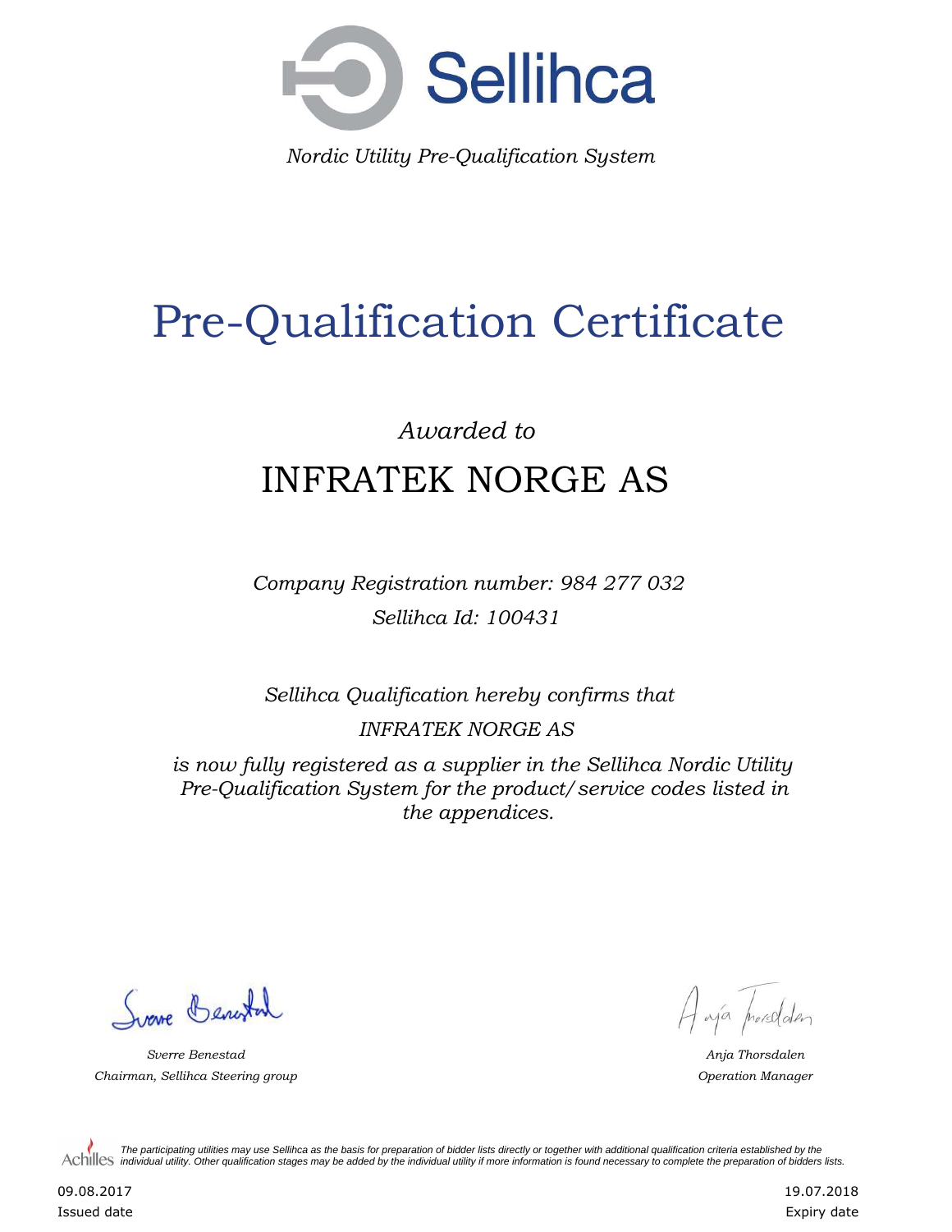Sellihca

*Nordic Utility Pre-Qualification System*

# Pre-Qualification Certificate

*Awarded to*

## INFRATEK NORGE AS

*Company Registration number: 984 277 032*

*Sellihca Id: 100431*

*Sellihca Qualification hereby confirms that*

*INFRATEK NORGE AS*

*is now fully registered as a supplier in the Sellihca Nordic Utility Pre-Qualification System for the product/service codes listed in the appendices.*

*Sverre Benestad*
*Chairman, Sellihca Steering group*

*Anja Thorsdalen*
*Operation Manager*

Achilles *The participating utilities may use Sellihca as the basis for preparation of bidder lists directly or together with additional qualification criteria established by the individual utility. Other qualification stages may be added by the individual utility if more information is found necessary to complete the preparation of bidders lists.*

09.08.2017
Issued date

19.07.2018
Expiry date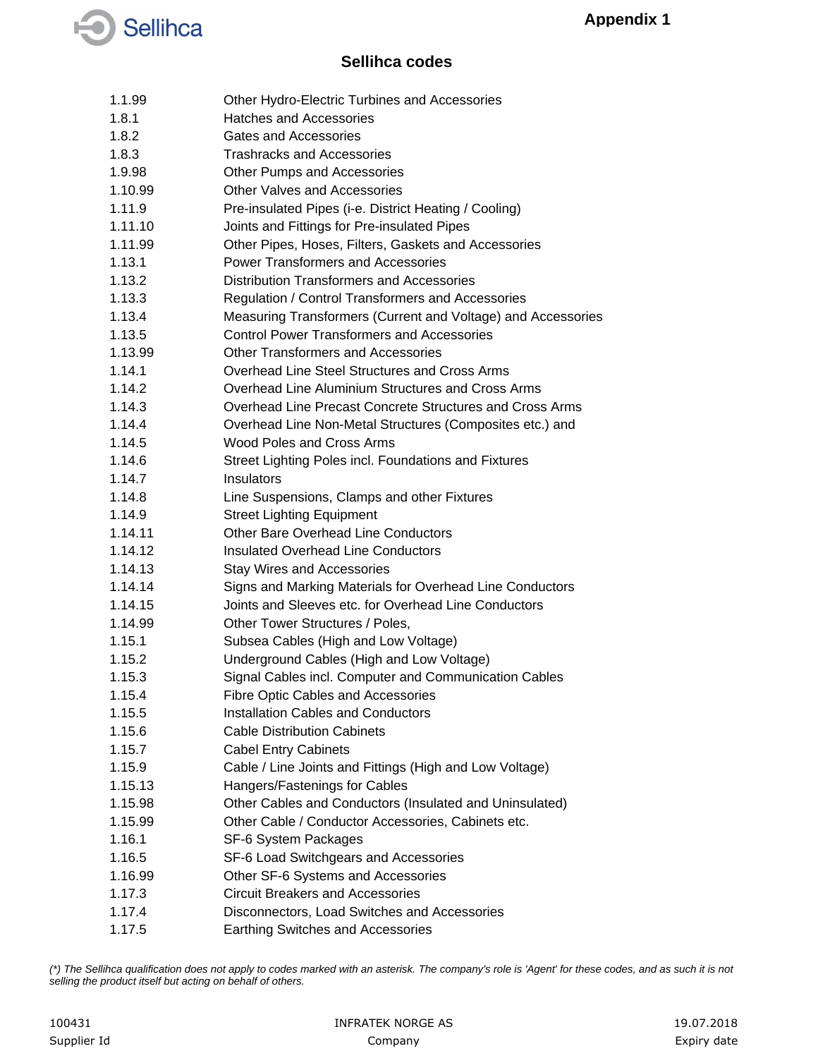Appendix 1

## Sellihca codes

| | |
|---|---|
| 1.1.99 | Other Hydro-Electric Turbines and Accessories |
| 1.8.1 | Hatches and Accessories |
| 1.8.2 | Gates and Accessories |
| 1.8.3 | Trashracks and Accessories |
| 1.9.98 | Other Pumps and Accessories |
| 1.10.99 | Other Valves and Accessories |
| 1.11.9 | Pre-insulated Pipes (i-e. District Heating / Cooling) |
| 1.11.10 | Joints and Fittings for Pre-insulated Pipes |
| 1.11.99 | Other Pipes, Hoses, Filters, Gaskets and Accessories |
| 1.13.1 | Power Transformers and Accessories |
| 1.13.2 | Distribution Transformers and Accessories |
| 1.13.3 | Regulation / Control Transformers and Accessories |
| 1.13.4 | Measuring Transformers (Current and Voltage) and Accessories |
| 1.13.5 | Control Power Transformers and Accessories |
| 1.13.99 | Other Transformers and Accessories |
| 1.14.1 | Overhead Line Steel Structures and Cross Arms |
| 1.14.2 | Overhead Line Aluminium Structures and Cross Arms |
| 1.14.3 | Overhead Line Precast Concrete Structures and Cross Arms |
| 1.14.4 | Overhead Line Non-Metal Structures (Composites etc.) and |
| 1.14.5 | Wood Poles and Cross Arms |
| 1.14.6 | Street Lighting Poles incl. Foundations and Fixtures |
| 1.14.7 | Insulators |
| 1.14.8 | Line Suspensions, Clamps and other Fixtures |
| 1.14.9 | Street Lighting Equipment |
| 1.14.11 | Other Bare Overhead Line Conductors |
| 1.14.12 | Insulated Overhead Line Conductors |
| 1.14.13 | Stay Wires and Accessories |
| 1.14.14 | Signs and Marking Materials for Overhead Line Conductors |
| 1.14.15 | Joints and Sleeves etc. for Overhead Line Conductors |
| 1.14.99 | Other Tower Structures / Poles, |
| 1.15.1 | Subsea Cables (High and Low Voltage) |
| 1.15.2 | Underground Cables (High and Low Voltage) |
| 1.15.3 | Signal Cables incl. Computer and Communication Cables |
| 1.15.4 | Fibre Optic Cables and Accessories |
| 1.15.5 | Installation Cables and Conductors |
| 1.15.6 | Cable Distribution Cabinets |
| 1.15.7 | Cabel Entry Cabinets |
| 1.15.9 | Cable / Line Joints and Fittings (High and Low Voltage) |
| 1.15.13 | Hangers/Fastenings for Cables |
| 1.15.98 | Other Cables and Conductors (Insulated and Uninsulated) |
| 1.15.99 | Other Cable / Conductor Accessories, Cabinets etc. |
| 1.16.1 | SF-6 System Packages |
| 1.16.5 | SF-6 Load Switchgears and Accessories |
| 1.16.99 | Other SF-6 Systems and Accessories |
| 1.17.3 | Circuit Breakers and Accessories |
| 1.17.4 | Disconnectors, Load Switches and Accessories |
| 1.17.5 | Earthing Switches and Accessories |

*(\*) The Sellihca qualification does not apply to codes marked with an asterisk. The company's role is 'Agent' for these codes, and as such it is not selling the product itself but acting on behalf of others.*

| 100431 | INFRATEK NORGE AS | 19.07.2018 |
|---|---|---|
| Supplier Id | Company | Expiry date |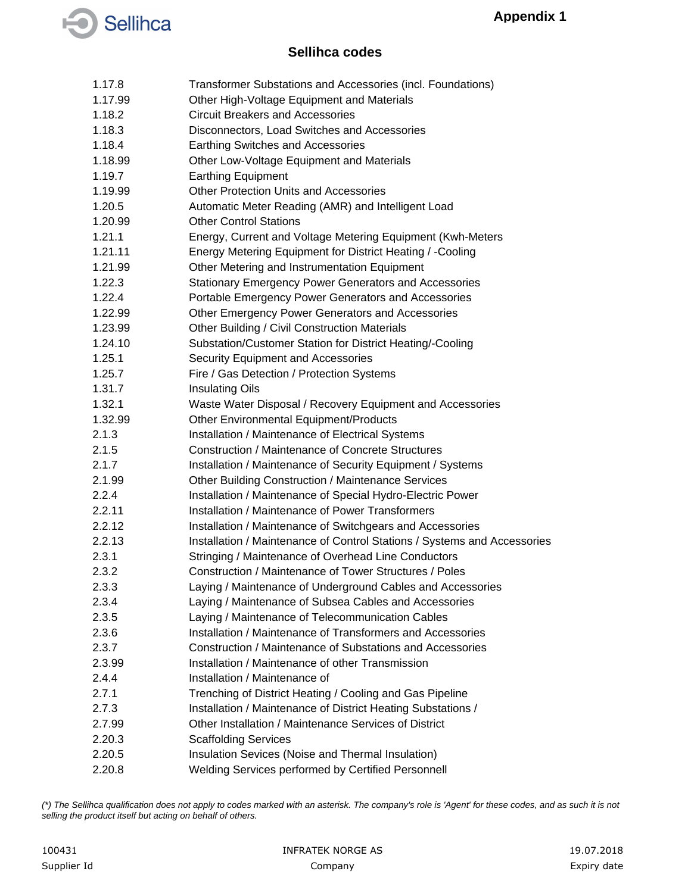**Appendix 1**

## Sellihca codes

| | |
|---|---|
| 1.17.8 | Transformer Substations and Accessories (incl. Foundations) |
| 1.17.99 | Other High-Voltage Equipment and Materials |
| 1.18.2 | Circuit Breakers and Accessories |
| 1.18.3 | Disconnectors, Load Switches and Accessories |
| 1.18.4 | Earthing Switches and Accessories |
| 1.18.99 | Other Low-Voltage Equipment and Materials |
| 1.19.7 | Earthing Equipment |
| 1.19.99 | Other Protection Units and Accessories |
| 1.20.5 | Automatic Meter Reading (AMR) and Intelligent Load |
| 1.20.99 | Other Control Stations |
| 1.21.1 | Energy, Current and Voltage Metering Equipment (Kwh-Meters |
| 1.21.11 | Energy Metering Equipment for District Heating / -Cooling |
| 1.21.99 | Other Metering and Instrumentation Equipment |
| 1.22.3 | Stationary Emergency Power Generators and Accessories |
| 1.22.4 | Portable Emergency Power Generators and Accessories |
| 1.22.99 | Other Emergency Power Generators and Accessories |
| 1.23.99 | Other Building / Civil Construction Materials |
| 1.24.10 | Substation/Customer Station for District Heating/-Cooling |
| 1.25.1 | Security Equipment and Accessories |
| 1.25.7 | Fire / Gas Detection / Protection Systems |
| 1.31.7 | Insulating Oils |
| 1.32.1 | Waste Water Disposal / Recovery Equipment and Accessories |
| 1.32.99 | Other Environmental Equipment/Products |
| 2.1.3 | Installation / Maintenance of Electrical Systems |
| 2.1.5 | Construction / Maintenance of Concrete Structures |
| 2.1.7 | Installation / Maintenance of Security Equipment / Systems |
| 2.1.99 | Other Building Construction / Maintenance Services |
| 2.2.4 | Installation / Maintenance of Special Hydro-Electric Power |
| 2.2.11 | Installation / Maintenance of Power Transformers |
| 2.2.12 | Installation / Maintenance of Switchgears and Accessories |
| 2.2.13 | Installation / Maintenance of Control Stations / Systems and Accessories |
| 2.3.1 | Stringing / Maintenance of Overhead Line Conductors |
| 2.3.2 | Construction / Maintenance of Tower Structures / Poles |
| 2.3.3 | Laying / Maintenance of Underground Cables and Accessories |
| 2.3.4 | Laying / Maintenance of Subsea Cables and Accessories |
| 2.3.5 | Laying / Maintenance of Telecommunication Cables |
| 2.3.6 | Installation / Maintenance of Transformers and Accessories |
| 2.3.7 | Construction / Maintenance of Substations and Accessories |
| 2.3.99 | Installation / Maintenance of other Transmission |
| 2.4.4 | Installation / Maintenance of |
| 2.7.1 | Trenching of District Heating / Cooling and Gas Pipeline |
| 2.7.3 | Installation / Maintenance of District Heating Substations / |
| 2.7.99 | Other Installation / Maintenance Services of District |
| 2.20.3 | Scaffolding Services |
| 2.20.5 | Insulation Sevices (Noise and Thermal Insulation) |
| 2.20.8 | Welding Services performed by Certified Personnell |

*(\*) The Sellihca qualification does not apply to codes marked with an asterisk. The company's role is 'Agent' for these codes, and as such it is not selling the product itself but acting on behalf of others.*

| 100431 | INFRATEK NORGE AS | 19.07.2018 |
|---|---|---|
| Supplier Id | Company | Expiry date |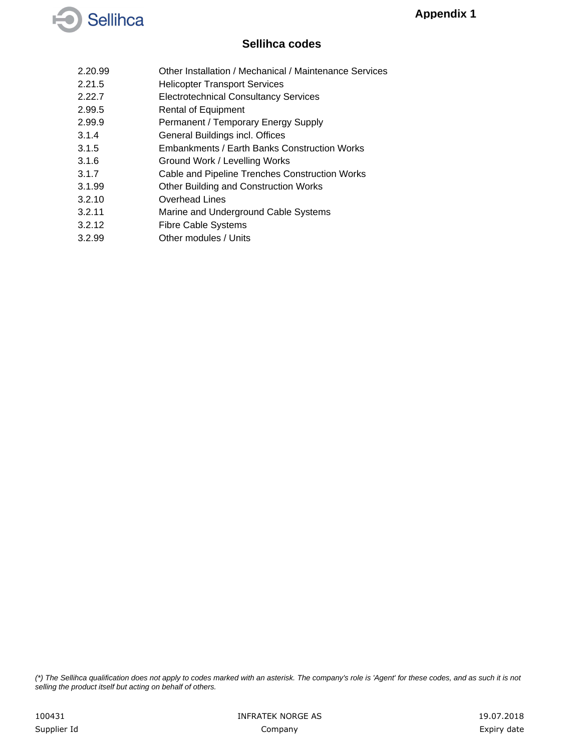## Appendix 1

# Sellihca codes

| | |
|---|---|
| 2.20.99 | Other Installation / Mechanical / Maintenance Services |
| 2.21.5 | Helicopter Transport Services |
| 2.22.7 | Electrotechnical Consultancy Services |
| 2.99.5 | Rental of Equipment |
| 2.99.9 | Permanent / Temporary Energy Supply |
| 3.1.4 | General Buildings incl. Offices |
| 3.1.5 | Embankments / Earth Banks Construction Works |
| 3.1.6 | Ground Work / Levelling Works |
| 3.1.7 | Cable and Pipeline Trenches Construction Works |
| 3.1.99 | Other Building and Construction Works |
| 3.2.10 | Overhead Lines |
| 3.2.11 | Marine and Underground Cable Systems |
| 3.2.12 | Fibre Cable Systems |
| 3.2.99 | Other modules / Units |

*(*) The Sellihca qualification does not apply to codes marked with an asterisk. The company's role is 'Agent' for these codes, and as such it is not selling the product itself but acting on behalf of others.*

| 100431 | INFRATEK NORGE AS | 19.07.2018 |
|---|---|---|
| Supplier Id | Company | Expiry date |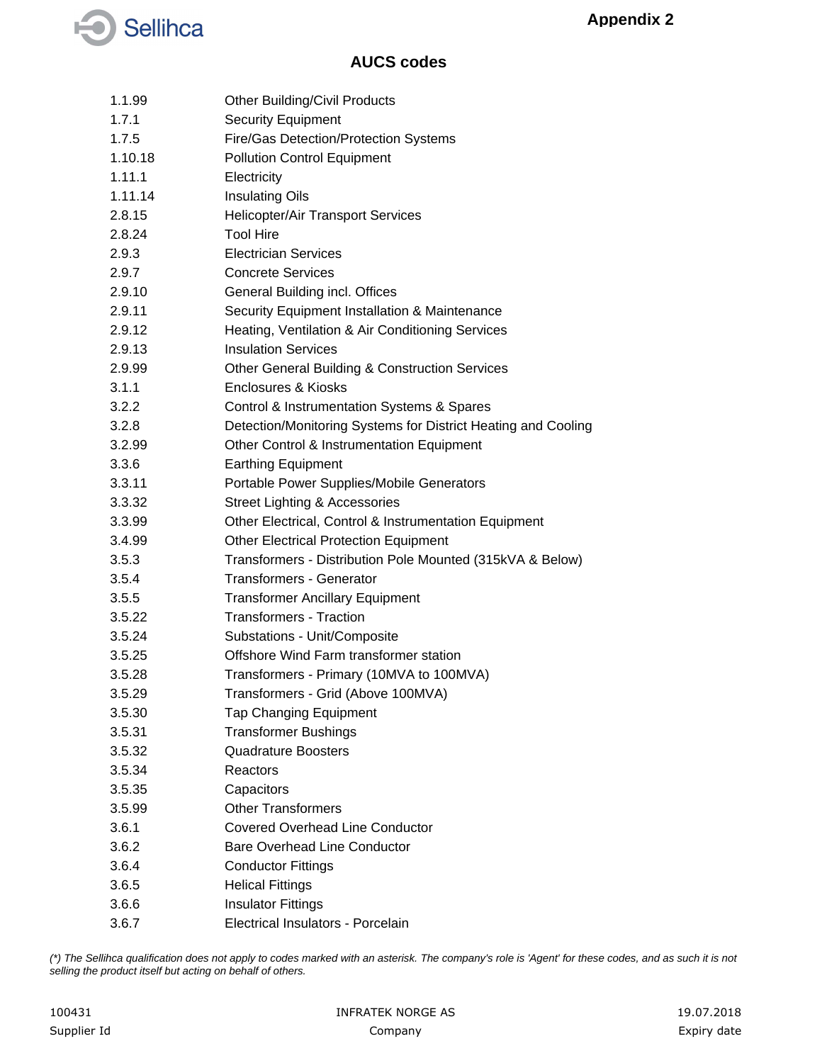# Appendix 2

## AUCS codes

| | |
|---|---|
| 1.1.99 | Other Building/Civil Products |
| 1.7.1 | Security Equipment |
| 1.7.5 | Fire/Gas Detection/Protection Systems |
| 1.10.18 | Pollution Control Equipment |
| 1.11.1 | Electricity |
| 1.11.14 | Insulating Oils |
| 2.8.15 | Helicopter/Air Transport Services |
| 2.8.24 | Tool Hire |
| 2.9.3 | Electrician Services |
| 2.9.7 | Concrete Services |
| 2.9.10 | General Building incl. Offices |
| 2.9.11 | Security Equipment Installation & Maintenance |
| 2.9.12 | Heating, Ventilation & Air Conditioning Services |
| 2.9.13 | Insulation Services |
| 2.9.99 | Other General Building & Construction Services |
| 3.1.1 | Enclosures & Kiosks |
| 3.2.2 | Control & Instrumentation Systems & Spares |
| 3.2.8 | Detection/Monitoring Systems for District Heating and Cooling |
| 3.2.99 | Other Control & Instrumentation Equipment |
| 3.3.6 | Earthing Equipment |
| 3.3.11 | Portable Power Supplies/Mobile Generators |
| 3.3.32 | Street Lighting & Accessories |
| 3.3.99 | Other Electrical, Control & Instrumentation Equipment |
| 3.4.99 | Other Electrical Protection Equipment |
| 3.5.3 | Transformers - Distribution Pole Mounted (315kVA & Below) |
| 3.5.4 | Transformers - Generator |
| 3.5.5 | Transformer Ancillary Equipment |
| 3.5.22 | Transformers - Traction |
| 3.5.24 | Substations - Unit/Composite |
| 3.5.25 | Offshore Wind Farm transformer station |
| 3.5.28 | Transformers - Primary (10MVA to 100MVA) |
| 3.5.29 | Transformers - Grid (Above 100MVA) |
| 3.5.30 | Tap Changing Equipment |
| 3.5.31 | Transformer Bushings |
| 3.5.32 | Quadrature Boosters |
| 3.5.34 | Reactors |
| 3.5.35 | Capacitors |
| 3.5.99 | Other Transformers |
| 3.6.1 | Covered Overhead Line Conductor |
| 3.6.2 | Bare Overhead Line Conductor |
| 3.6.4 | Conductor Fittings |
| 3.6.5 | Helical Fittings |
| 3.6.6 | Insulator Fittings |
| 3.6.7 | Electrical Insulators - Porcelain |

*(\*) The Sellihca qualification does not apply to codes marked with an asterisk. The company's role is 'Agent' for these codes, and as such it is not selling the product itself but acting on behalf of others.*

| 100431 | INFRATEK NORGE AS | 19.07.2018 |
|---|---|---|
| Supplier Id | Company | Expiry date |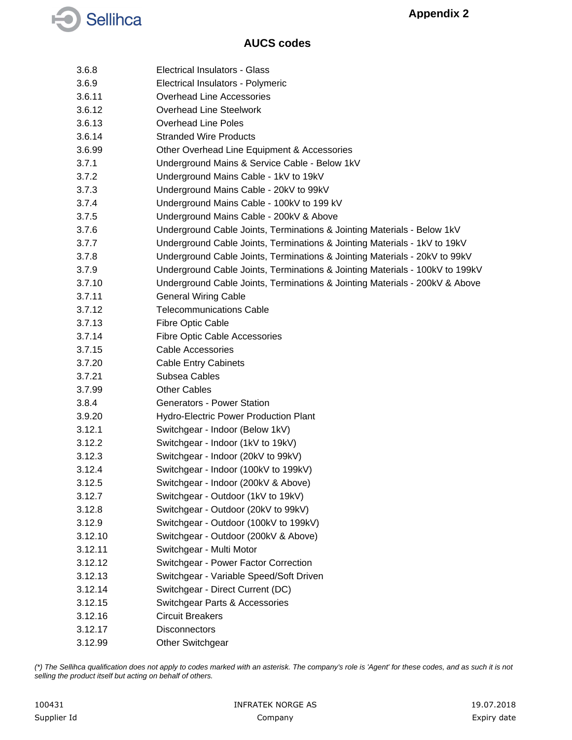# AUCS codes

| | |
|---|---|
| 3.6.8 | Electrical Insulators - Glass |
| 3.6.9 | Electrical Insulators - Polymeric |
| 3.6.11 | Overhead Line Accessories |
| 3.6.12 | Overhead Line Steelwork |
| 3.6.13 | Overhead Line Poles |
| 3.6.14 | Stranded Wire Products |
| 3.6.99 | Other Overhead Line Equipment & Accessories |
| 3.7.1 | Underground Mains & Service Cable - Below 1kV |
| 3.7.2 | Underground Mains Cable - 1kV to 19kV |
| 3.7.3 | Underground Mains Cable - 20kV to 99kV |
| 3.7.4 | Underground Mains Cable - 100kV to 199 kV |
| 3.7.5 | Underground Mains Cable - 200kV & Above |
| 3.7.6 | Underground Cable Joints, Terminations & Jointing Materials - Below 1kV |
| 3.7.7 | Underground Cable Joints, Terminations & Jointing Materials - 1kV to 19kV |
| 3.7.8 | Underground Cable Joints, Terminations & Jointing Materials - 20kV to 99kV |
| 3.7.9 | Underground Cable Joints, Terminations & Jointing Materials - 100kV to 199kV |
| 3.7.10 | Underground Cable Joints, Terminations & Jointing Materials - 200kV & Above |
| 3.7.11 | General Wiring Cable |
| 3.7.12 | Telecommunications Cable |
| 3.7.13 | Fibre Optic Cable |
| 3.7.14 | Fibre Optic Cable Accessories |
| 3.7.15 | Cable Accessories |
| 3.7.20 | Cable Entry Cabinets |
| 3.7.21 | Subsea Cables |
| 3.7.99 | Other Cables |
| 3.8.4 | Generators - Power Station |
| 3.9.20 | Hydro-Electric Power Production Plant |
| 3.12.1 | Switchgear - Indoor (Below 1kV) |
| 3.12.2 | Switchgear - Indoor (1kV to 19kV) |
| 3.12.3 | Switchgear - Indoor (20kV to 99kV) |
| 3.12.4 | Switchgear - Indoor (100kV to 199kV) |
| 3.12.5 | Switchgear - Indoor (200kV & Above) |
| 3.12.7 | Switchgear - Outdoor (1kV to 19kV) |
| 3.12.8 | Switchgear - Outdoor (20kV to 99kV) |
| 3.12.9 | Switchgear - Outdoor (100kV to 199kV) |
| 3.12.10 | Switchgear - Outdoor (200kV & Above) |
| 3.12.11 | Switchgear - Multi Motor |
| 3.12.12 | Switchgear - Power Factor Correction |
| 3.12.13 | Switchgear - Variable Speed/Soft Driven |
| 3.12.14 | Switchgear - Direct Current (DC) |
| 3.12.15 | Switchgear Parts & Accessories |
| 3.12.16 | Circuit Breakers |
| 3.12.17 | Disconnectors |
| 3.12.99 | Other Switchgear |

*(*) The Sellihca qualification does not apply to codes marked with an asterisk. The company's role is 'Agent' for these codes, and as such it is not selling the product itself but acting on behalf of others.*

| 100431 | INFRATEK NORGE AS | 19.07.2018 |
|---|---|---|
| Supplier Id | Company | Expiry date |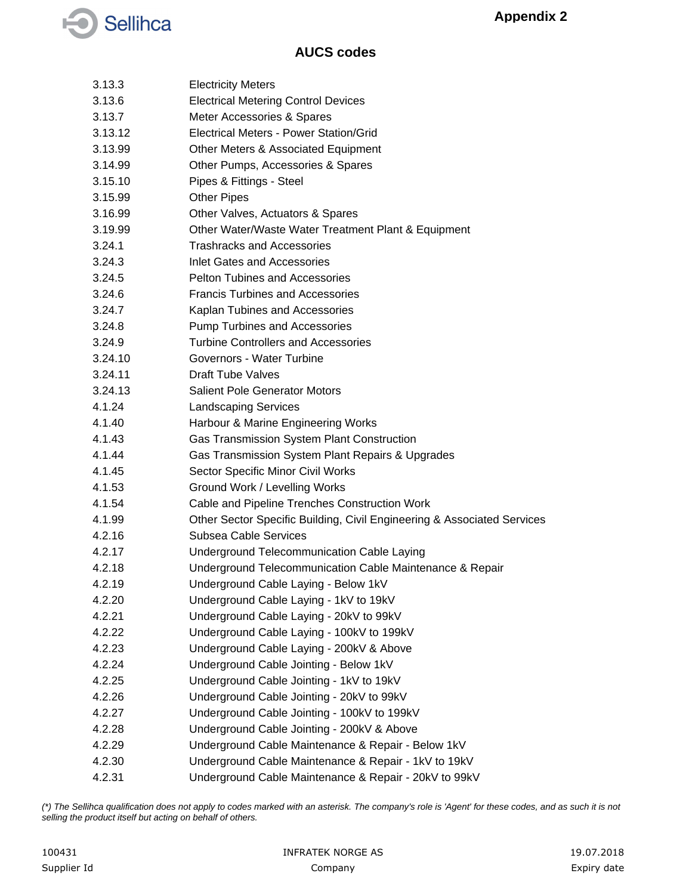Appendix 2

## AUCS codes

| | |
|---|---|
| 3.13.3 | Electricity Meters |
| 3.13.6 | Electrical Metering Control Devices |
| 3.13.7 | Meter Accessories & Spares |
| 3.13.12 | Electrical Meters - Power Station/Grid |
| 3.13.99 | Other Meters & Associated Equipment |
| 3.14.99 | Other Pumps, Accessories & Spares |
| 3.15.10 | Pipes & Fittings - Steel |
| 3.15.99 | Other Pipes |
| 3.16.99 | Other Valves, Actuators & Spares |
| 3.19.99 | Other Water/Waste Water Treatment Plant & Equipment |
| 3.24.1 | Trashracks and Accessories |
| 3.24.3 | Inlet Gates and Accessories |
| 3.24.5 | Pelton Tubines and Accessories |
| 3.24.6 | Francis Turbines and Accessories |
| 3.24.7 | Kaplan Tubines and Accessories |
| 3.24.8 | Pump Turbines and Accessories |
| 3.24.9 | Turbine Controllers and Accessories |
| 3.24.10 | Governors - Water Turbine |
| 3.24.11 | Draft Tube Valves |
| 3.24.13 | Salient Pole Generator Motors |
| 4.1.24 | Landscaping Services |
| 4.1.40 | Harbour & Marine Engineering Works |
| 4.1.43 | Gas Transmission System Plant Construction |
| 4.1.44 | Gas Transmission System Plant Repairs & Upgrades |
| 4.1.45 | Sector Specific Minor Civil Works |
| 4.1.53 | Ground Work / Levelling Works |
| 4.1.54 | Cable and Pipeline Trenches Construction Work |
| 4.1.99 | Other Sector Specific Building, Civil Engineering & Associated Services |
| 4.2.16 | Subsea Cable Services |
| 4.2.17 | Underground Telecommunication Cable Laying |
| 4.2.18 | Underground Telecommunication Cable Maintenance & Repair |
| 4.2.19 | Underground Cable Laying - Below 1kV |
| 4.2.20 | Underground Cable Laying - 1kV to 19kV |
| 4.2.21 | Underground Cable Laying - 20kV to 99kV |
| 4.2.22 | Underground Cable Laying - 100kV to 199kV |
| 4.2.23 | Underground Cable Laying - 200kV & Above |
| 4.2.24 | Underground Cable Jointing - Below 1kV |
| 4.2.25 | Underground Cable Jointing - 1kV to 19kV |
| 4.2.26 | Underground Cable Jointing - 20kV to 99kV |
| 4.2.27 | Underground Cable Jointing - 100kV to 199kV |
| 4.2.28 | Underground Cable Jointing - 200kV & Above |
| 4.2.29 | Underground Cable Maintenance & Repair - Below 1kV |
| 4.2.30 | Underground Cable Maintenance & Repair - 1kV to 19kV |
| 4.2.31 | Underground Cable Maintenance & Repair - 20kV to 99kV |

*(*) The Sellihca qualification does not apply to codes marked with an asterisk. The company's role is 'Agent' for these codes, and as such it is not selling the product itself but acting on behalf of others.*

| 100431 | INFRATEK NORGE AS | 19.07.2018 |
|---|---|---|
| Supplier Id | Company | Expiry date |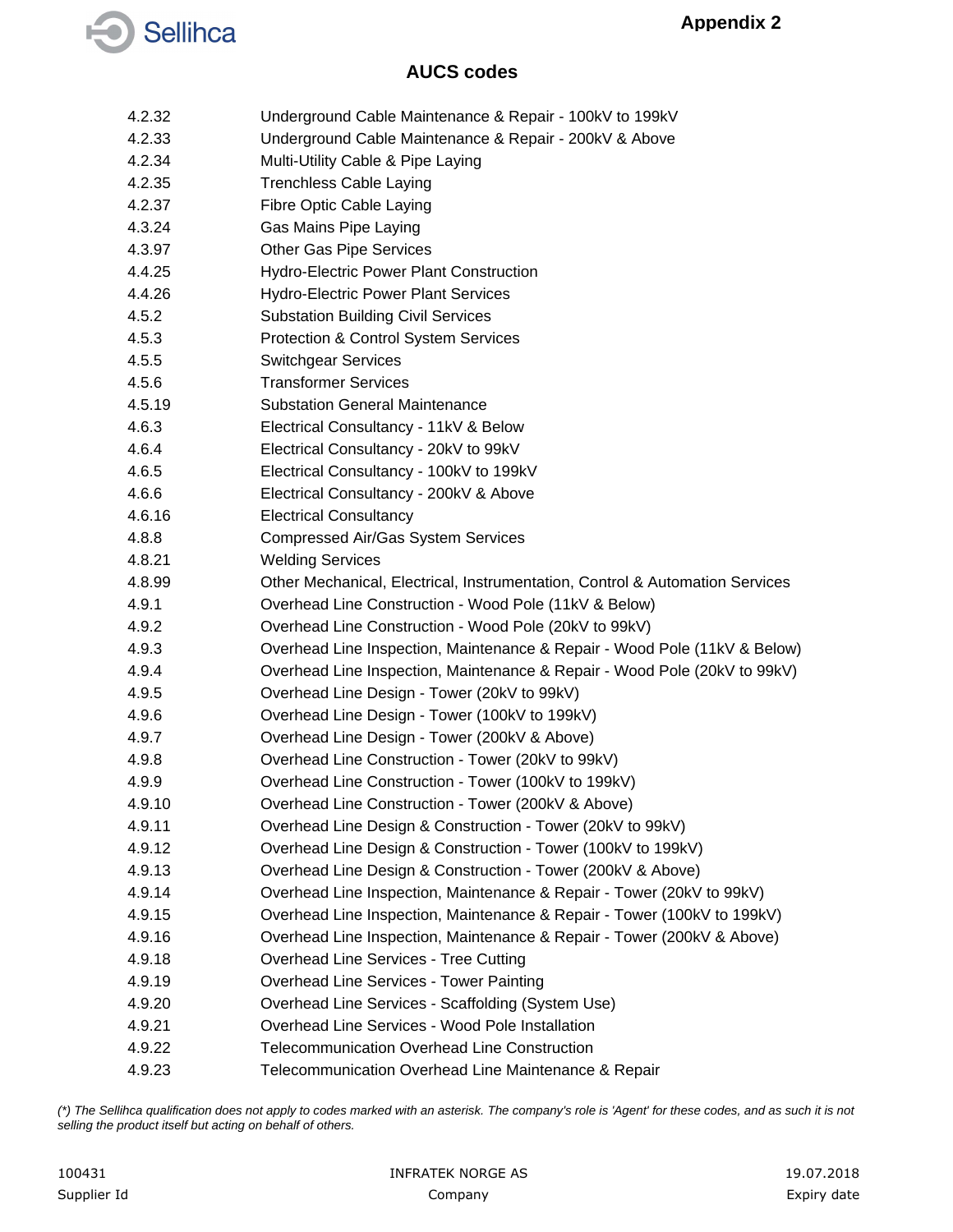## AUCS codes

| | |
|---|---|
| 4.2.32 | Underground Cable Maintenance & Repair - 100kV to 199kV |
| 4.2.33 | Underground Cable Maintenance & Repair - 200kV & Above |
| 4.2.34 | Multi-Utility Cable & Pipe Laying |
| 4.2.35 | Trenchless Cable Laying |
| 4.2.37 | Fibre Optic Cable Laying |
| 4.3.24 | Gas Mains Pipe Laying |
| 4.3.97 | Other Gas Pipe Services |
| 4.4.25 | Hydro-Electric Power Plant Construction |
| 4.4.26 | Hydro-Electric Power Plant Services |
| 4.5.2 | Substation Building Civil Services |
| 4.5.3 | Protection & Control System Services |
| 4.5.5 | Switchgear Services |
| 4.5.6 | Transformer Services |
| 4.5.19 | Substation General Maintenance |
| 4.6.3 | Electrical Consultancy - 11kV & Below |
| 4.6.4 | Electrical Consultancy - 20kV to 99kV |
| 4.6.5 | Electrical Consultancy - 100kV to 199kV |
| 4.6.6 | Electrical Consultancy - 200kV & Above |
| 4.6.16 | Electrical Consultancy |
| 4.8.8 | Compressed Air/Gas System Services |
| 4.8.21 | Welding Services |
| 4.8.99 | Other Mechanical, Electrical, Instrumentation, Control & Automation Services |
| 4.9.1 | Overhead Line Construction - Wood Pole (11kV & Below) |
| 4.9.2 | Overhead Line Construction - Wood Pole (20kV to 99kV) |
| 4.9.3 | Overhead Line Inspection, Maintenance & Repair - Wood Pole (11kV & Below) |
| 4.9.4 | Overhead Line Inspection, Maintenance & Repair - Wood Pole (20kV to 99kV) |
| 4.9.5 | Overhead Line Design - Tower (20kV to 99kV) |
| 4.9.6 | Overhead Line Design - Tower (100kV to 199kV) |
| 4.9.7 | Overhead Line Design - Tower (200kV & Above) |
| 4.9.8 | Overhead Line Construction - Tower (20kV to 99kV) |
| 4.9.9 | Overhead Line Construction - Tower (100kV to 199kV) |
| 4.9.10 | Overhead Line Construction - Tower (200kV & Above) |
| 4.9.11 | Overhead Line Design & Construction - Tower (20kV to 99kV) |
| 4.9.12 | Overhead Line Design & Construction - Tower (100kV to 199kV) |
| 4.9.13 | Overhead Line Design & Construction - Tower (200kV & Above) |
| 4.9.14 | Overhead Line Inspection, Maintenance & Repair - Tower (20kV to 99kV) |
| 4.9.15 | Overhead Line Inspection, Maintenance & Repair - Tower (100kV to 199kV) |
| 4.9.16 | Overhead Line Inspection, Maintenance & Repair - Tower (200kV & Above) |
| 4.9.18 | Overhead Line Services - Tree Cutting |
| 4.9.19 | Overhead Line Services - Tower Painting |
| 4.9.20 | Overhead Line Services - Scaffolding (System Use) |
| 4.9.21 | Overhead Line Services - Wood Pole Installation |
| 4.9.22 | Telecommunication Overhead Line Construction |
| 4.9.23 | Telecommunication Overhead Line Maintenance & Repair |

*(\*) The Sellihca qualification does not apply to codes marked with an asterisk. The company's role is 'Agent' for these codes, and as such it is not selling the product itself but acting on behalf of others.*

| 100431 | INFRATEK NORGE AS | 19.07.2018 |
|---|---|---|
| Supplier Id | Company | Expiry date |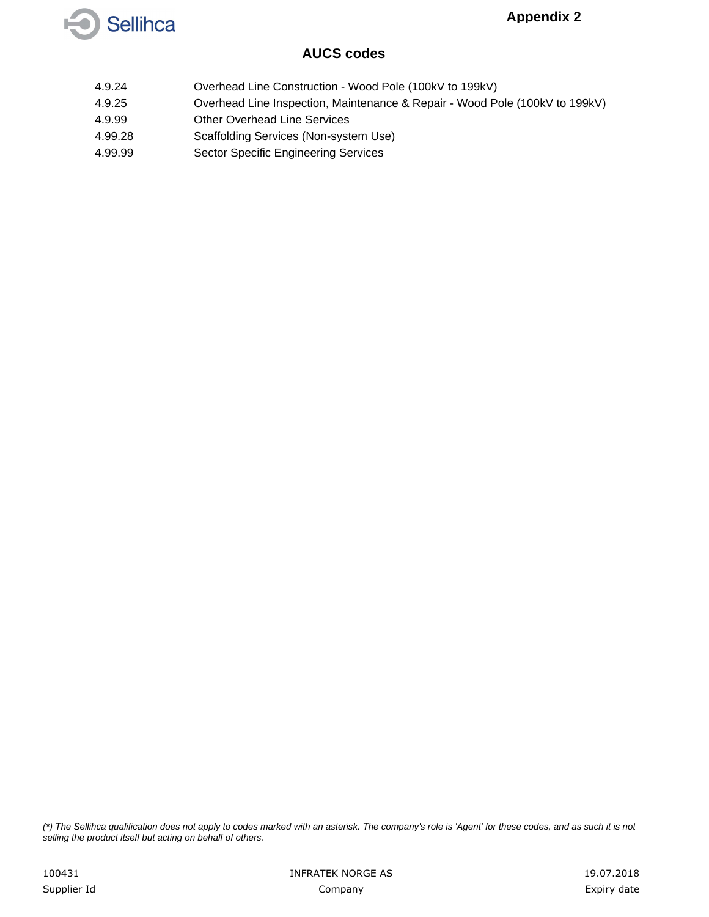## AUCS codes

| | |
|---|---|
| 4.9.24 | Overhead Line Construction - Wood Pole (100kV to 199kV) |
| 4.9.25 | Overhead Line Inspection, Maintenance & Repair - Wood Pole (100kV to 199kV) |
| 4.9.99 | Other Overhead Line Services |
| 4.99.28 | Scaffolding Services (Non-system Use) |
| 4.99.99 | Sector Specific Engineering Services |

*(*) The Sellihca qualification does not apply to codes marked with an asterisk. The company's role is 'Agent' for these codes, and as such it is not selling the product itself but acting on behalf of others.*

| | | |
|---|---|---|
| 100431 | INFRATEK NORGE AS | 19.07.2018 |
| Supplier Id | Company | Expiry date |